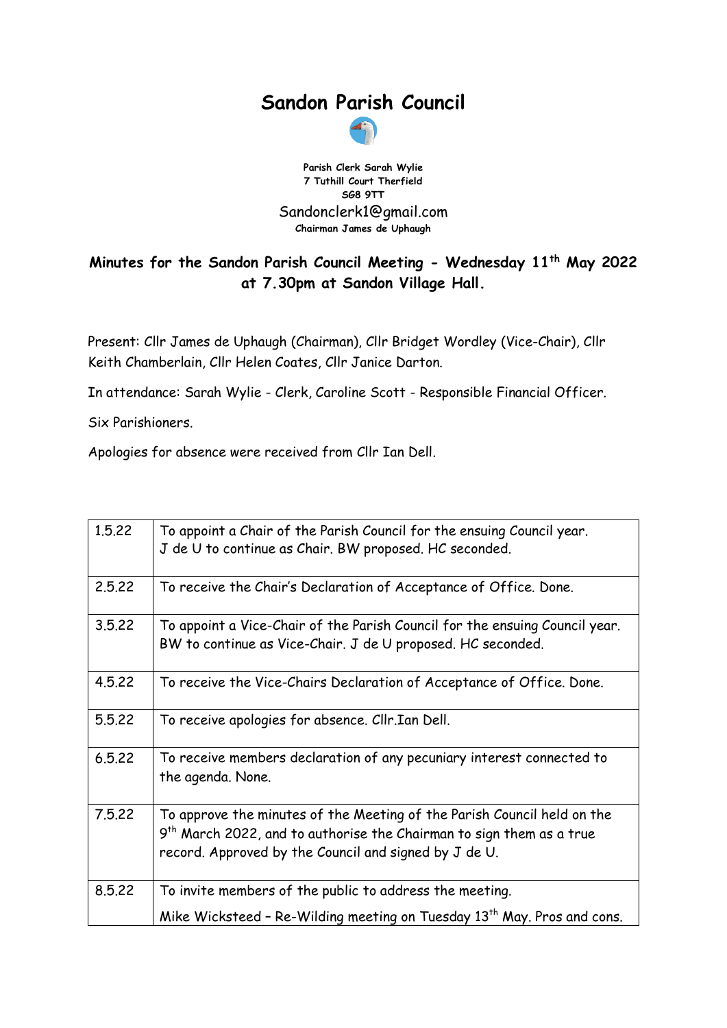# Sandon Parish Council

**Parish Clerk Sarah Wylie**
**7 Tuthill Court Therfield**
**SG8 9TT**
Sandonclerk1@gmail.com
**Chairman James de Uphaugh**

## Minutes for the Sandon Parish Council Meeting - Wednesday 11th May 2022 at 7.30pm at Sandon Village Hall.

Present: Cllr James de Uphaugh (Chairman), Cllr Bridget Wordley (Vice-Chair), Cllr Keith Chamberlain, Cllr Helen Coates, Cllr Janice Darton.

In attendance: Sarah Wylie - Clerk, Caroline Scott - Responsible Financial Officer.

Six Parishioners.

Apologies for absence were received from Cllr Ian Dell.

| | |
|---|---|
| 1.5.22 | To appoint a Chair of the Parish Council for the ensuing Council year. J de U to continue as Chair. BW proposed. HC seconded. |
| 2.5.22 | To receive the Chair's Declaration of Acceptance of Office. Done. |
| 3.5.22 | To appoint a Vice-Chair of the Parish Council for the ensuing Council year. BW to continue as Vice-Chair. J de U proposed. HC seconded. |
| 4.5.22 | To receive the Vice-Chairs Declaration of Acceptance of Office. Done. |
| 5.5.22 | To receive apologies for absence. Cllr.Ian Dell. |
| 6.5.22 | To receive members declaration of any pecuniary interest connected to the agenda. None. |
| 7.5.22 | To approve the minutes of the Meeting of the Parish Council held on the 9th March 2022, and to authorise the Chairman to sign them as a true record. Approved by the Council and signed by J de U. |
| 8.5.22 | To invite members of the public to address the meeting. Mike Wicksteed – Re-Wilding meeting on Tuesday 13th May. Pros and cons. |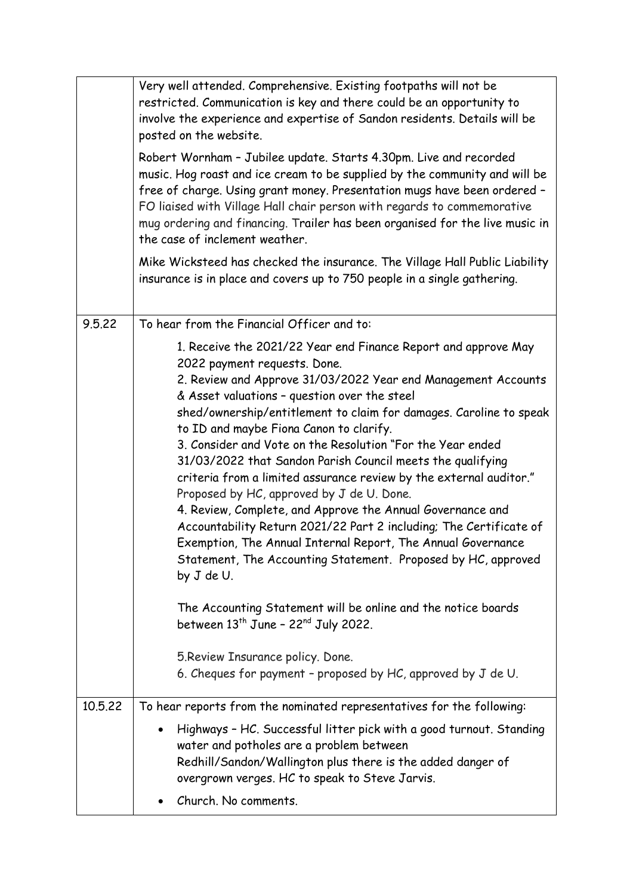| | |
|---|---|
| | Very well attended. Comprehensive. Existing footpaths will not be restricted. Communication is key and there could be an opportunity to involve the experience and expertise of Sandon residents. Details will be posted on the website.<br><br>Robert Wornham – Jubilee update. Starts 4.30pm. Live and recorded music. Hog roast and ice cream to be supplied by the community and will be free of charge. Using grant money. Presentation mugs have been ordered – FO liaised with Village Hall chair person with regards to commemorative mug ordering and financing. Trailer has been organised for the live music in the case of inclement weather.<br><br>Mike Wicksteed has checked the insurance. The Village Hall Public Liability insurance is in place and covers up to 750 people in a single gathering. |
| 9.5.22 | To hear from the Financial Officer and to:<br><br>1. Receive the 2021/22 Year end Finance Report and approve May 2022 payment requests. Done.<br>2. Review and Approve 31/03/2022 Year end Management Accounts & Asset valuations – question over the steel shed/ownership/entitlement to claim for damages. Caroline to speak to ID and maybe Fiona Canon to clarify.<br>3. Consider and Vote on the Resolution "For the Year ended 31/03/2022 that Sandon Parish Council meets the qualifying criteria from a limited assurance review by the external auditor." Proposed by HC, approved by J de U. Done.<br>4. Review, Complete, and Approve the Annual Governance and Accountability Return 2021/22 Part 2 including; The Certificate of Exemption, The Annual Internal Report, The Annual Governance Statement, The Accounting Statement. Proposed by HC, approved by J de U.<br><br>The Accounting Statement will be online and the notice boards between 13th June – 22nd July 2022.<br><br>5.Review Insurance policy. Done.<br>6. Cheques for payment – proposed by HC, approved by J de U. |
| 10.5.22 | To hear reports from the nominated representatives for the following:<br><br>• Highways – HC. Successful litter pick with a good turnout. Standing water and potholes are a problem between Redhill/Sandon/Wallington plus there is the added danger of overgrown verges. HC to speak to Steve Jarvis.<br>• Church. No comments. |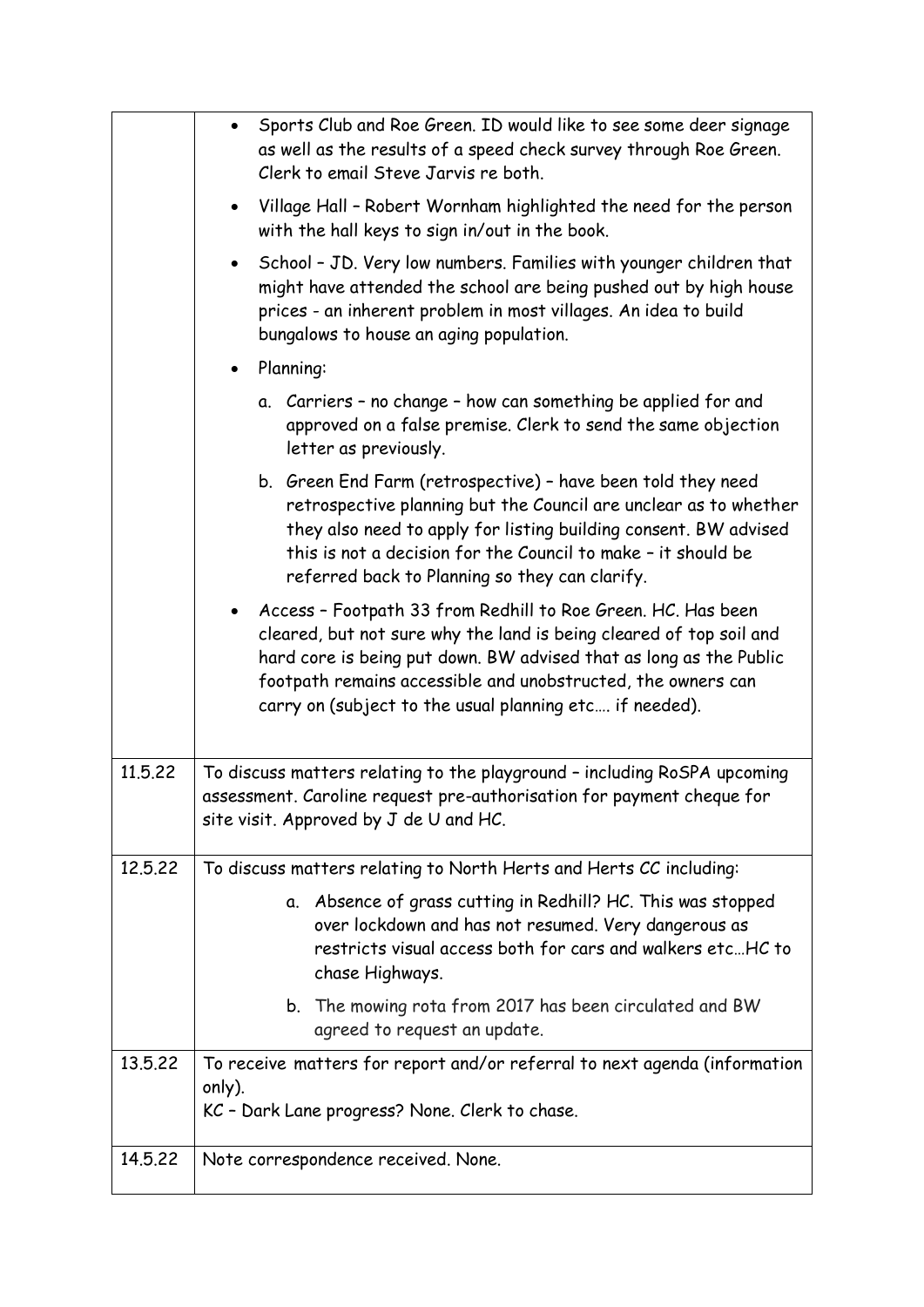| | |
|---|---|
| | • Sports Club and Roe Green. ID would like to see some deer signage as well as the results of a speed check survey through Roe Green. Clerk to email Steve Jarvis re both.<br>• Village Hall – Robert Wornham highlighted the need for the person with the hall keys to sign in/out in the book.<br>• School – JD. Very low numbers. Families with younger children that might have attended the school are being pushed out by high house prices - an inherent problem in most villages. An idea to build bungalows to house an aging population.<br>• Planning:<br>a. Carriers – no change – how can something be applied for and approved on a false premise. Clerk to send the same objection letter as previously.<br>b. Green End Farm (retrospective) – have been told they need retrospective planning but the Council are unclear as to whether they also need to apply for listing building consent. BW advised this is not a decision for the Council to make – it should be referred back to Planning so they can clarify.<br>• Access – Footpath 33 from Redhill to Roe Green. HC. Has been cleared, but not sure why the land is being cleared of top soil and hard core is being put down. BW advised that as long as the Public footpath remains accessible and unobstructed, the owners can carry on (subject to the usual planning etc…. if needed). |
| 11.5.22 | To discuss matters relating to the playground – including RoSPA upcoming assessment. Caroline request pre-authorisation for payment cheque for site visit. Approved by J de U and HC. |
| 12.5.22 | To discuss matters relating to North Herts and Herts CC including:<br>a. Absence of grass cutting in Redhill? HC. This was stopped over lockdown and has not resumed. Very dangerous as restricts visual access both for cars and walkers etc…HC to chase Highways.<br>b. The mowing rota from 2017 has been circulated and BW agreed to request an update. |
| 13.5.22 | To receive matters for report and/or referral to next agenda (information only).<br>KC – Dark Lane progress? None. Clerk to chase. |
| 14.5.22 | Note correspondence received. None. |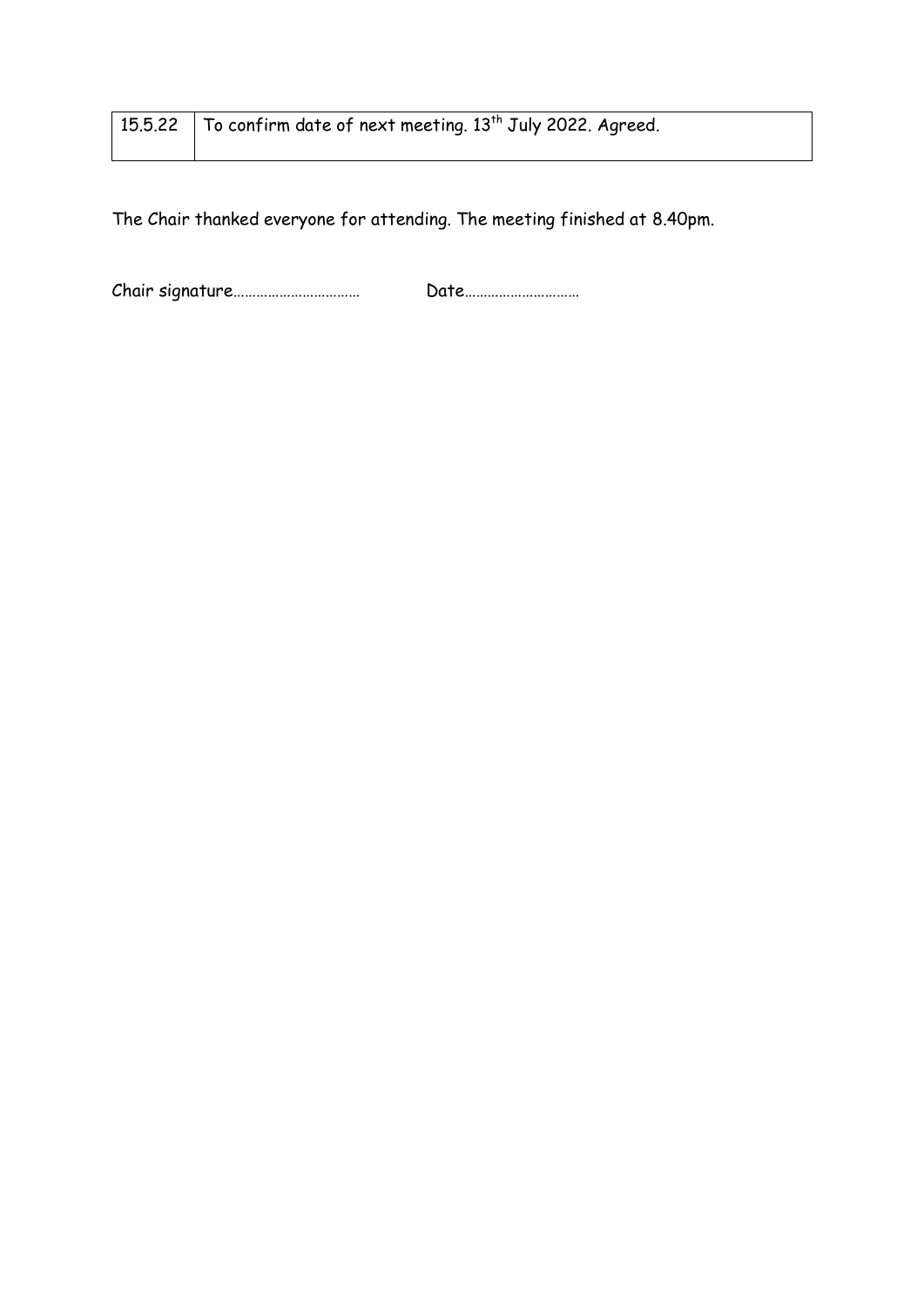| | |
|---|---|
| 15.5.22 | To confirm date of next meeting. 13th July 2022. Agreed. |

The Chair thanked everyone for attending. The meeting finished at 8.40pm.

Chair signature…………………………… Date…………………………